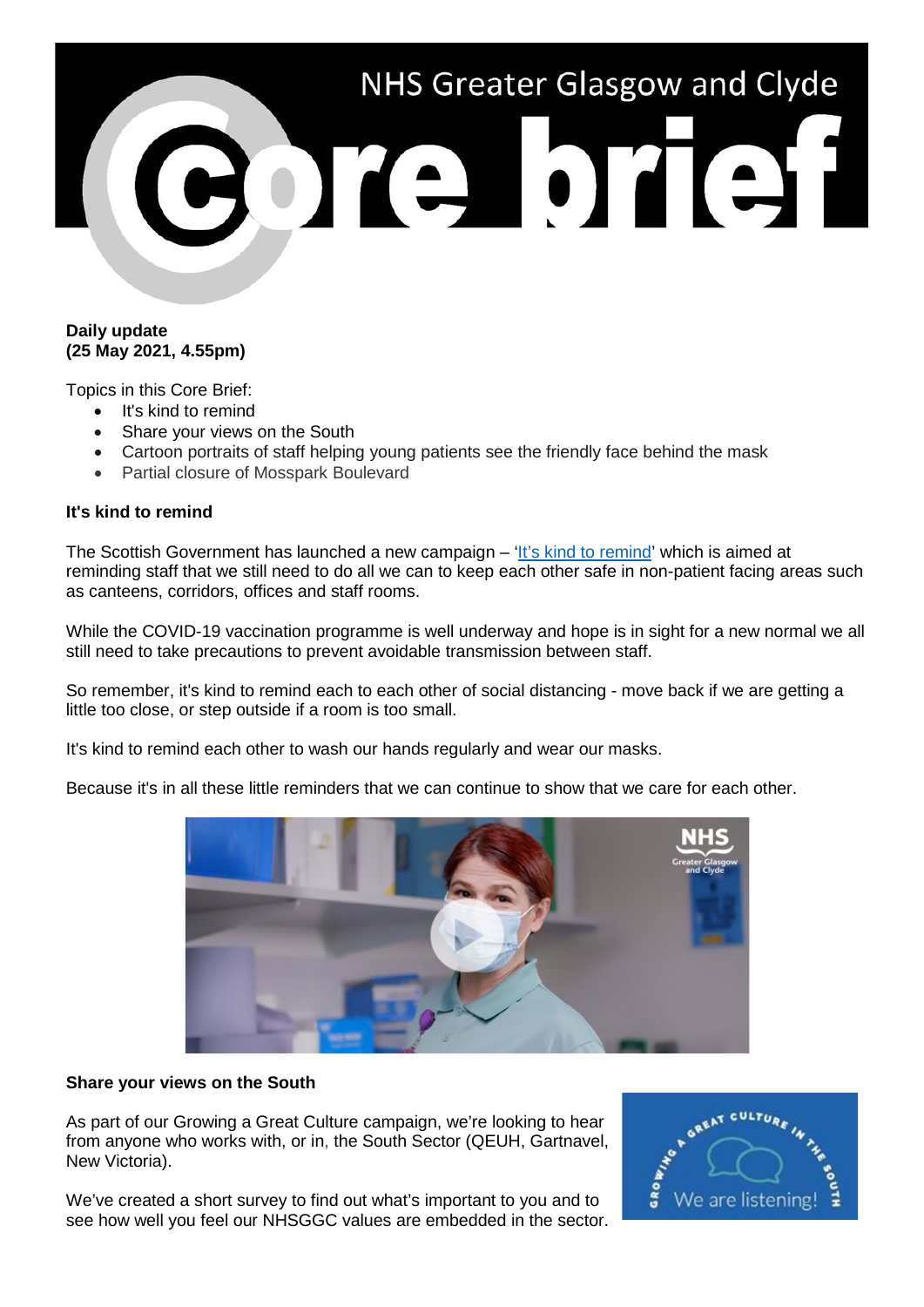# NHS Greater Glasgow and Clyde Core brief

**Daily update**
**(25 May 2021, 4.55pm)**

Topics in this Core Brief:

- It's kind to remind
- Share your views on the South
- Cartoon portraits of staff helping young patients see the friendly face behind the mask
- Partial closure of Mosspark Boulevard

**It's kind to remind**

The Scottish Government has launched a new campaign – 'It's kind to remind' which is aimed at reminding staff that we still need to do all we can to keep each other safe in non-patient facing areas such as canteens, corridors, offices and staff rooms.

While the COVID-19 vaccination programme is well underway and hope is in sight for a new normal we all still need to take precautions to prevent avoidable transmission between staff.

So remember, it's kind to remind each to each other of social distancing - move back if we are getting a little too close, or step outside if a room is too small.

It's kind to remind each other to wash our hands regularly and wear our masks.

Because it's in all these little reminders that we can continue to show that we care for each other.

**Share your views on the South**

As part of our Growing a Great Culture campaign, we're looking to hear from anyone who works with, or in, the South Sector (QEUH, Gartnavel, New Victoria).

We've created a short survey to find out what's important to you and to see how well you feel our NHSGGC values are embedded in the sector.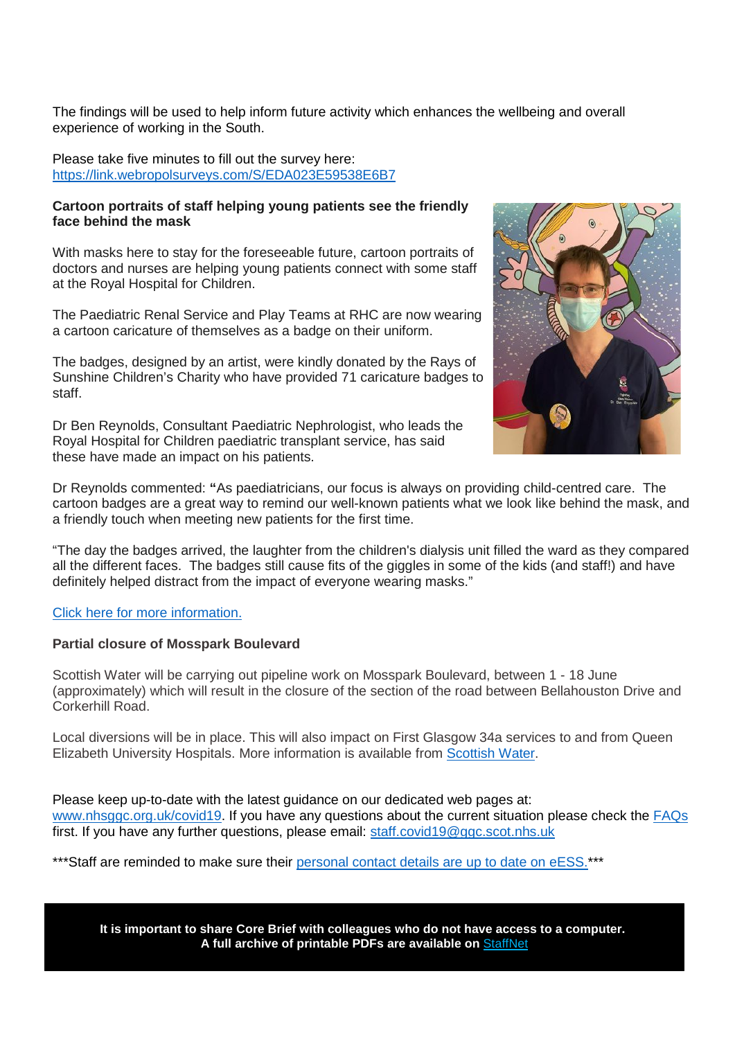The findings will be used to help inform future activity which enhances the wellbeing and overall experience of working in the South.

Please take five minutes to fill out the survey here: https://link.webropolsurveys.com/S/EDA023E59538E6B7

**Cartoon portraits of staff helping young patients see the friendly face behind the mask**

With masks here to stay for the foreseeable future, cartoon portraits of doctors and nurses are helping young patients connect with some staff at the Royal Hospital for Children.

The Paediatric Renal Service and Play Teams at RHC are now wearing a cartoon caricature of themselves as a badge on their uniform.

The badges, designed by an artist, were kindly donated by the Rays of Sunshine Children's Charity who have provided 71 caricature badges to staff.

Dr Ben Reynolds, Consultant Paediatric Nephrologist, who leads the Royal Hospital for Children paediatric transplant service, has said these have made an impact on his patients.

Dr Reynolds commented: **"**As paediatricians, our focus is always on providing child-centred care. The cartoon badges are a great way to remind our well-known patients what we look like behind the mask, and a friendly touch when meeting new patients for the first time.

"The day the badges arrived, the laughter from the children's dialysis unit filled the ward as they compared all the different faces. The badges still cause fits of the giggles in some of the kids (and staff!) and have definitely helped distract from the impact of everyone wearing masks."

Click here for more information.

**Partial closure of Mosspark Boulevard**

Scottish Water will be carrying out pipeline work on Mosspark Boulevard, between 1 - 18 June (approximately) which will result in the closure of the section of the road between Bellahouston Drive and Corkerhill Road.

Local diversions will be in place. This will also impact on First Glasgow 34a services to and from Queen Elizabeth University Hospitals. More information is available from Scottish Water.

Please keep up-to-date with the latest guidance on our dedicated web pages at: www.nhsggc.org.uk/covid19. If you have any questions about the current situation please check the FAQs first. If you have any further questions, please email: staff.covid19@ggc.scot.nhs.uk

***Staff are reminded to make sure their personal contact details are up to date on eESS.***

**It is important to share Core Brief with colleagues who do not have access to a computer. A full archive of printable PDFs are available on StaffNet**